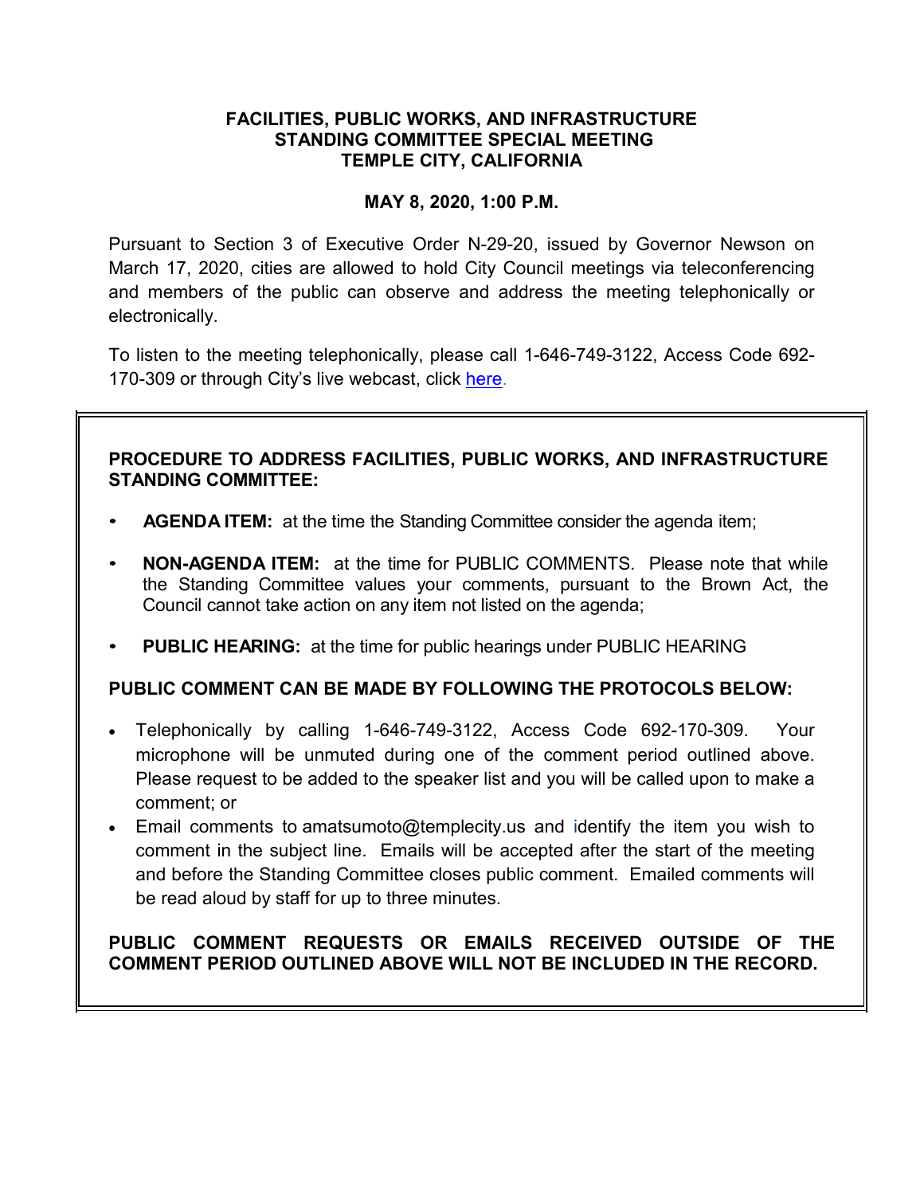**FACILITIES, PUBLIC WORKS, AND INFRASTRUCTURE STANDING COMMITTEE SPECIAL MEETING TEMPLE CITY, CALIFORNIA**

**MAY 8, 2020, 1:00 P.M.**

Pursuant to Section 3 of Executive Order N-29-20, issued by Governor Newson on March 17, 2020, cities are allowed to hold City Council meetings via teleconferencing and members of the public can observe and address the meeting telephonically or electronically.

To listen to the meeting telephonically, please call 1-646-749-3122, Access Code 692-170-309 or through City's live webcast, click here.

**PROCEDURE TO ADDRESS FACILITIES, PUBLIC WORKS, AND INFRASTRUCTURE STANDING COMMITTEE:**

- **AGENDA ITEM:** at the time the Standing Committee consider the agenda item;
- **NON-AGENDA ITEM:** at the time for PUBLIC COMMENTS. Please note that while the Standing Committee values your comments, pursuant to the Brown Act, the Council cannot take action on any item not listed on the agenda;
- **PUBLIC HEARING:** at the time for public hearings under PUBLIC HEARING

**PUBLIC COMMENT CAN BE MADE BY FOLLOWING THE PROTOCOLS BELOW:**

- Telephonically by calling 1-646-749-3122, Access Code 692-170-309. Your microphone will be unmuted during one of the comment period outlined above. Please request to be added to the speaker list and you will be called upon to make a comment; or
- Email comments to amatsumoto@templecity.us and identify the item you wish to comment in the subject line. Emails will be accepted after the start of the meeting and before the Standing Committee closes public comment. Emailed comments will be read aloud by staff for up to three minutes.

**PUBLIC COMMENT REQUESTS OR EMAILS RECEIVED OUTSIDE OF THE COMMENT PERIOD OUTLINED ABOVE WILL NOT BE INCLUDED IN THE RECORD.**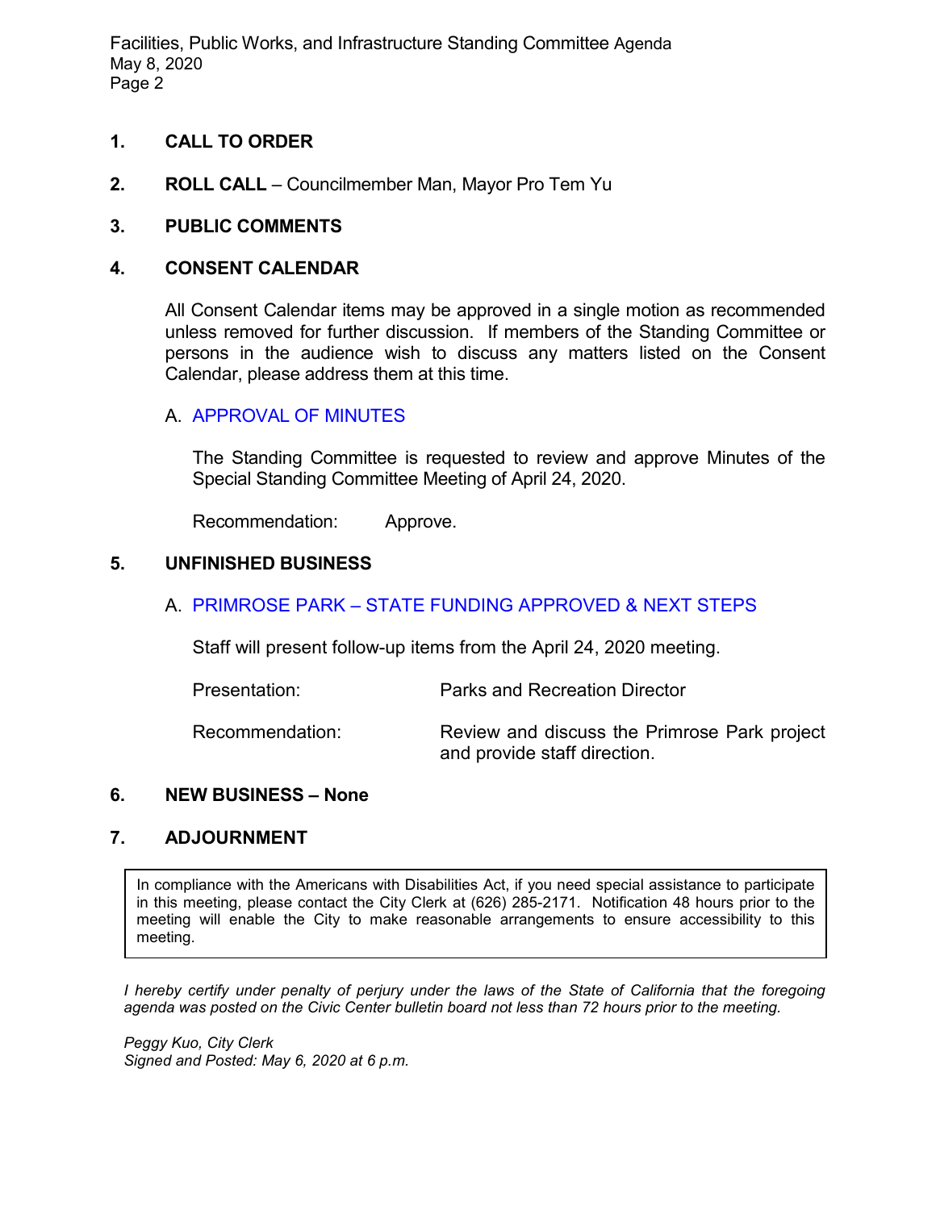## 1. CALL TO ORDER

## 2. ROLL CALL – Councilmember Man, Mayor Pro Tem Yu

## 3. PUBLIC COMMENTS

## 4. CONSENT CALENDAR

All Consent Calendar items may be approved in a single motion as recommended unless removed for further discussion. If members of the Standing Committee or persons in the audience wish to discuss any matters listed on the Consent Calendar, please address them at this time.

### A. APPROVAL OF MINUTES

The Standing Committee is requested to review and approve Minutes of the Special Standing Committee Meeting of April 24, 2020.

Recommendation: Approve.

## 5. UNFINISHED BUSINESS

### A. PRIMROSE PARK – STATE FUNDING APPROVED & NEXT STEPS

Staff will present follow-up items from the April 24, 2020 meeting.

Presentation: Parks and Recreation Director

Recommendation: Review and discuss the Primrose Park project and provide staff direction.

## 6. NEW BUSINESS – None

## 7. ADJOURNMENT

In compliance with the Americans with Disabilities Act, if you need special assistance to participate in this meeting, please contact the City Clerk at (626) 285-2171. Notification 48 hours prior to the meeting will enable the City to make reasonable arrangements to ensure accessibility to this meeting.

*I hereby certify under penalty of perjury under the laws of the State of California that the foregoing agenda was posted on the Civic Center bulletin board not less than 72 hours prior to the meeting.*

*Peggy Kuo, City Clerk*
*Signed and Posted: May 6, 2020 at 6 p.m.*